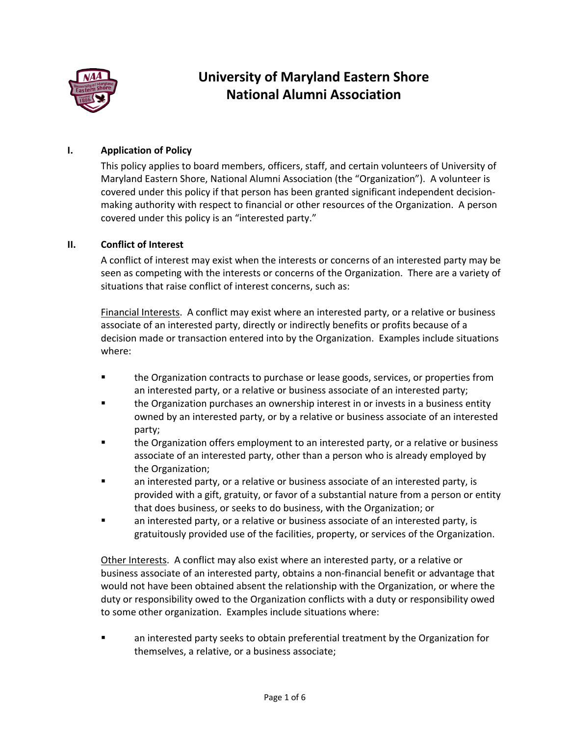# University of Maryland Eastern Shore National Alumni Association

## I. Application of Policy

This policy applies to board members, officers, staff, and certain volunteers of University of Maryland Eastern Shore, National Alumni Association (the "Organization"). A volunteer is covered under this policy if that person has been granted significant independent decision-making authority with respect to financial or other resources of the Organization. A person covered under this policy is an "interested party."

## II. Conflict of Interest

A conflict of interest may exist when the interests or concerns of an interested party may be seen as competing with the interests or concerns of the Organization. There are a variety of situations that raise conflict of interest concerns, such as:

Financial Interests. A conflict may exist where an interested party, or a relative or business associate of an interested party, directly or indirectly benefits or profits because of a decision made or transaction entered into by the Organization. Examples include situations where:

- the Organization contracts to purchase or lease goods, services, or properties from an interested party, or a relative or business associate of an interested party;
- the Organization purchases an ownership interest in or invests in a business entity owned by an interested party, or by a relative or business associate of an interested party;
- the Organization offers employment to an interested party, or a relative or business associate of an interested party, other than a person who is already employed by the Organization;
- an interested party, or a relative or business associate of an interested party, is provided with a gift, gratuity, or favor of a substantial nature from a person or entity that does business, or seeks to do business, with the Organization; or
- an interested party, or a relative or business associate of an interested party, is gratuitously provided use of the facilities, property, or services of the Organization.

Other Interests. A conflict may also exist where an interested party, or a relative or business associate of an interested party, obtains a non-financial benefit or advantage that would not have been obtained absent the relationship with the Organization, or where the duty or responsibility owed to the Organization conflicts with a duty or responsibility owed to some other organization. Examples include situations where:

- an interested party seeks to obtain preferential treatment by the Organization for themselves, a relative, or a business associate;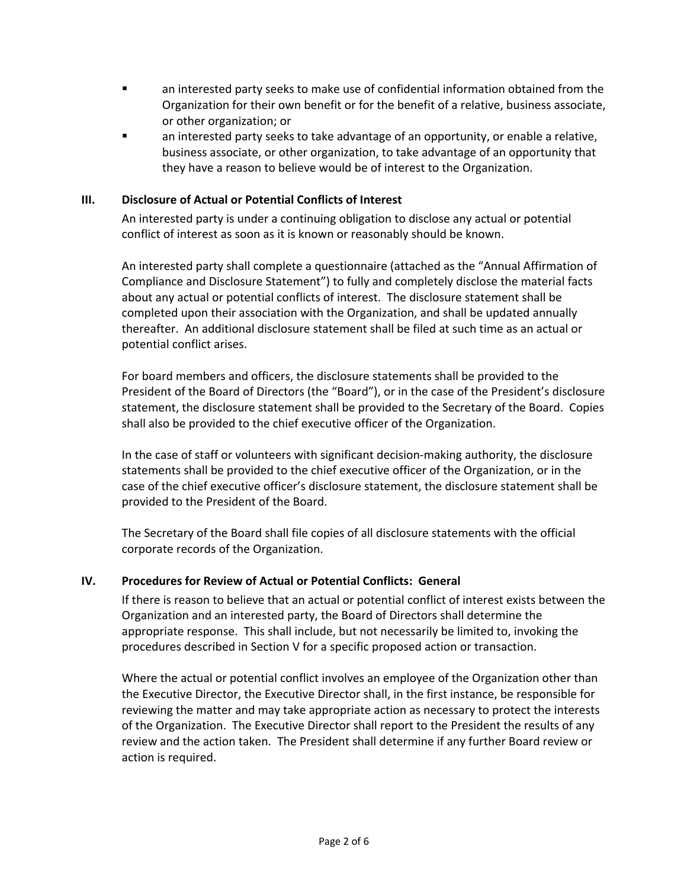- an interested party seeks to make use of confidential information obtained from the Organization for their own benefit or for the benefit of a relative, business associate, or other organization; or
- an interested party seeks to take advantage of an opportunity, or enable a relative, business associate, or other organization, to take advantage of an opportunity that they have a reason to believe would be of interest to the Organization.

## III. Disclosure of Actual or Potential Conflicts of Interest

An interested party is under a continuing obligation to disclose any actual or potential conflict of interest as soon as it is known or reasonably should be known.

An interested party shall complete a questionnaire (attached as the "Annual Affirmation of Compliance and Disclosure Statement") to fully and completely disclose the material facts about any actual or potential conflicts of interest. The disclosure statement shall be completed upon their association with the Organization, and shall be updated annually thereafter. An additional disclosure statement shall be filed at such time as an actual or potential conflict arises.

For board members and officers, the disclosure statements shall be provided to the President of the Board of Directors (the "Board"), or in the case of the President's disclosure statement, the disclosure statement shall be provided to the Secretary of the Board. Copies shall also be provided to the chief executive officer of the Organization.

In the case of staff or volunteers with significant decision-making authority, the disclosure statements shall be provided to the chief executive officer of the Organization, or in the case of the chief executive officer's disclosure statement, the disclosure statement shall be provided to the President of the Board.

The Secretary of the Board shall file copies of all disclosure statements with the official corporate records of the Organization.

## IV. Procedures for Review of Actual or Potential Conflicts: General

If there is reason to believe that an actual or potential conflict of interest exists between the Organization and an interested party, the Board of Directors shall determine the appropriate response. This shall include, but not necessarily be limited to, invoking the procedures described in Section V for a specific proposed action or transaction.

Where the actual or potential conflict involves an employee of the Organization other than the Executive Director, the Executive Director shall, in the first instance, be responsible for reviewing the matter and may take appropriate action as necessary to protect the interests of the Organization. The Executive Director shall report to the President the results of any review and the action taken. The President shall determine if any further Board review or action is required.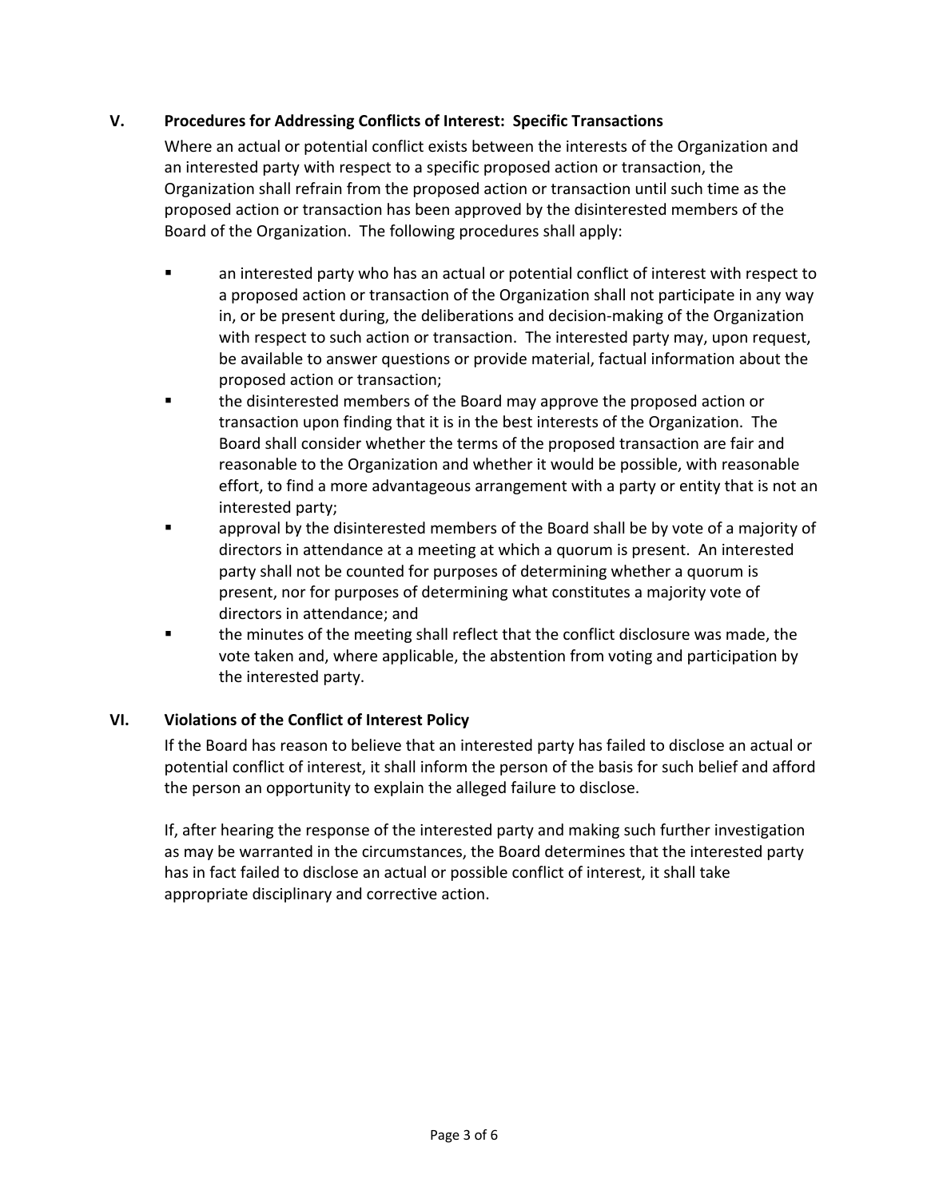## V. Procedures for Addressing Conflicts of Interest: Specific Transactions

Where an actual or potential conflict exists between the interests of the Organization and an interested party with respect to a specific proposed action or transaction, the Organization shall refrain from the proposed action or transaction until such time as the proposed action or transaction has been approved by the disinterested members of the Board of the Organization. The following procedures shall apply:

- an interested party who has an actual or potential conflict of interest with respect to a proposed action or transaction of the Organization shall not participate in any way in, or be present during, the deliberations and decision-making of the Organization with respect to such action or transaction. The interested party may, upon request, be available to answer questions or provide material, factual information about the proposed action or transaction;
- the disinterested members of the Board may approve the proposed action or transaction upon finding that it is in the best interests of the Organization. The Board shall consider whether the terms of the proposed transaction are fair and reasonable to the Organization and whether it would be possible, with reasonable effort, to find a more advantageous arrangement with a party or entity that is not an interested party;
- approval by the disinterested members of the Board shall be by vote of a majority of directors in attendance at a meeting at which a quorum is present. An interested party shall not be counted for purposes of determining whether a quorum is present, nor for purposes of determining what constitutes a majority vote of directors in attendance; and
- the minutes of the meeting shall reflect that the conflict disclosure was made, the vote taken and, where applicable, the abstention from voting and participation by the interested party.

## VI. Violations of the Conflict of Interest Policy

If the Board has reason to believe that an interested party has failed to disclose an actual or potential conflict of interest, it shall inform the person of the basis for such belief and afford the person an opportunity to explain the alleged failure to disclose.

If, after hearing the response of the interested party and making such further investigation as may be warranted in the circumstances, the Board determines that the interested party has in fact failed to disclose an actual or possible conflict of interest, it shall take appropriate disciplinary and corrective action.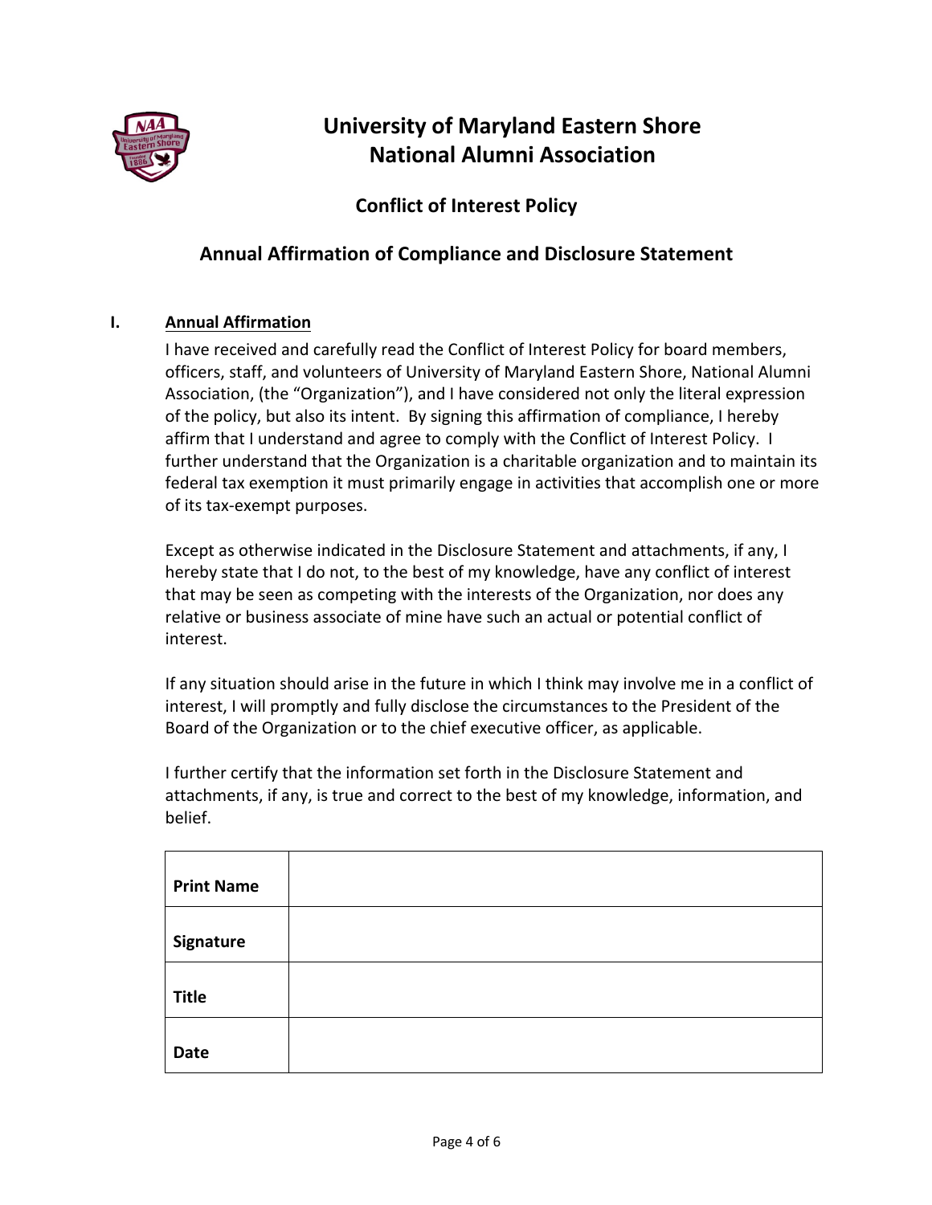# University of Maryland Eastern Shore National Alumni Association

## Conflict of Interest Policy

## Annual Affirmation of Compliance and Disclosure Statement

### I. Annual Affirmation

I have received and carefully read the Conflict of Interest Policy for board members, officers, staff, and volunteers of University of Maryland Eastern Shore, National Alumni Association, (the "Organization"), and I have considered not only the literal expression of the policy, but also its intent. By signing this affirmation of compliance, I hereby affirm that I understand and agree to comply with the Conflict of Interest Policy. I further understand that the Organization is a charitable organization and to maintain its federal tax exemption it must primarily engage in activities that accomplish one or more of its tax-exempt purposes.

Except as otherwise indicated in the Disclosure Statement and attachments, if any, I hereby state that I do not, to the best of my knowledge, have any conflict of interest that may be seen as competing with the interests of the Organization, nor does any relative or business associate of mine have such an actual or potential conflict of interest.

If any situation should arise in the future in which I think may involve me in a conflict of interest, I will promptly and fully disclose the circumstances to the President of the Board of the Organization or to the chief executive officer, as applicable.

I further certify that the information set forth in the Disclosure Statement and attachments, if any, is true and correct to the best of my knowledge, information, and belief.

| | |
|---|---|
| **Print Name** | |
| **Signature** | |
| **Title** | |
| **Date** | |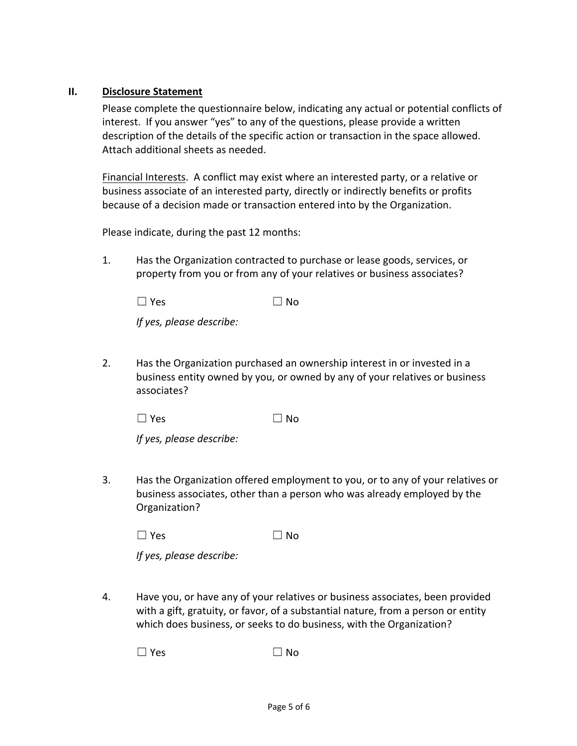## II. Disclosure Statement

Please complete the questionnaire below, indicating any actual or potential conflicts of interest. If you answer "yes" to any of the questions, please provide a written description of the details of the specific action or transaction in the space allowed. Attach additional sheets as needed.

Financial Interests. A conflict may exist where an interested party, or a relative or business associate of an interested party, directly or indirectly benefits or profits because of a decision made or transaction entered into by the Organization.

Please indicate, during the past 12 months:

1. Has the Organization contracted to purchase or lease goods, services, or property from you or from any of your relatives or business associates?

   ☐ Yes ☐ No

   *If yes, please describe:*

2. Has the Organization purchased an ownership interest in or invested in a business entity owned by you, or owned by any of your relatives or business associates?

   ☐ Yes ☐ No

   *If yes, please describe:*

3. Has the Organization offered employment to you, or to any of your relatives or business associates, other than a person who was already employed by the Organization?

   ☐ Yes ☐ No

   *If yes, please describe:*

4. Have you, or have any of your relatives or business associates, been provided with a gift, gratuity, or favor, of a substantial nature, from a person or entity which does business, or seeks to do business, with the Organization?

   ☐ Yes ☐ No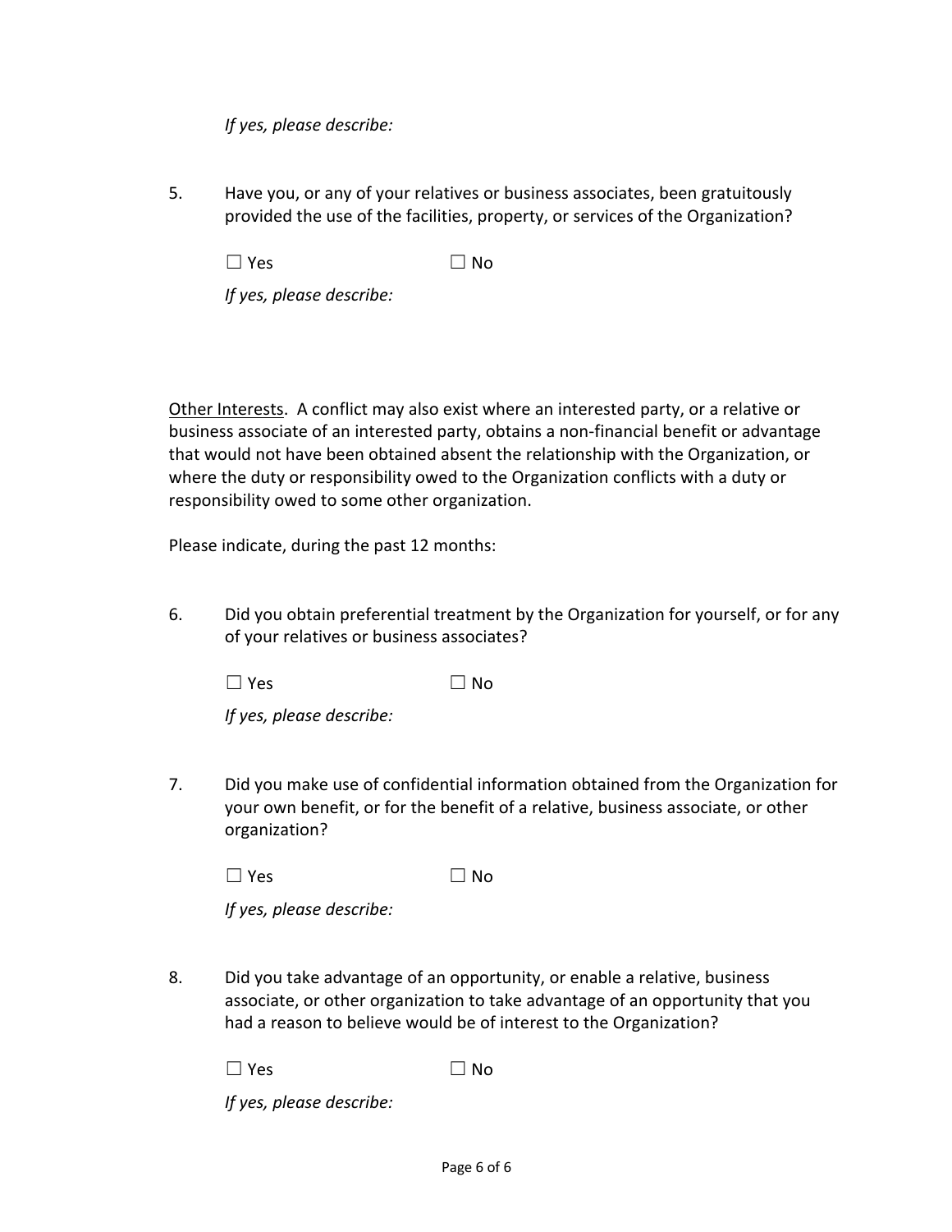*If yes, please describe:*

5. Have you, or any of your relatives or business associates, been gratuitously provided the use of the facilities, property, or services of the Organization?

   ☐ Yes ☐ No

   *If yes, please describe:*

<u>Other Interests</u>. A conflict may also exist where an interested party, or a relative or business associate of an interested party, obtains a non-financial benefit or advantage that would not have been obtained absent the relationship with the Organization, or where the duty or responsibility owed to the Organization conflicts with a duty or responsibility owed to some other organization.

Please indicate, during the past 12 months:

6. Did you obtain preferential treatment by the Organization for yourself, or for any of your relatives or business associates?

   ☐ Yes ☐ No

   *If yes, please describe:*

7. Did you make use of confidential information obtained from the Organization for your own benefit, or for the benefit of a relative, business associate, or other organization?

   ☐ Yes ☐ No

   *If yes, please describe:*

8. Did you take advantage of an opportunity, or enable a relative, business associate, or other organization to take advantage of an opportunity that you had a reason to believe would be of interest to the Organization?

   ☐ Yes ☐ No

   *If yes, please describe:*